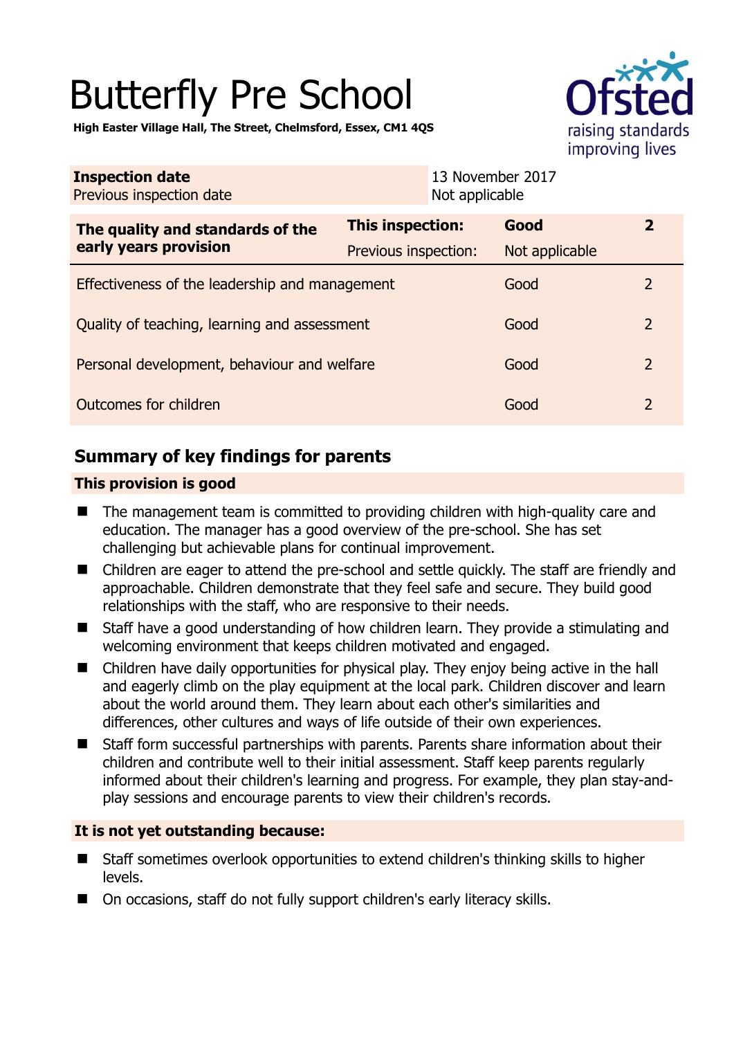# Butterfly Pre School

**High Easter Village Hall, The Street, Chelmsford, Essex, CM1 4QS**

Ofsted
raising standards
improving lives

| **Inspection date** | 13 November 2017 |
|---|---|
| Previous inspection date | Not applicable |

| **The quality and standards of the early years provision** | **This inspection:** | **Good** | **2** |
|---|---|---|---|
| | Previous inspection: | Not applicable | |
| Effectiveness of the leadership and management | | Good | 2 |
| Quality of teaching, learning and assessment | | Good | 2 |
| Personal development, behaviour and welfare | | Good | 2 |
| Outcomes for children | | Good | 2 |

## Summary of key findings for parents

### This provision is good

- The management team is committed to providing children with high-quality care and education. The manager has a good overview of the pre-school. She has set challenging but achievable plans for continual improvement.
- Children are eager to attend the pre-school and settle quickly. The staff are friendly and approachable. Children demonstrate that they feel safe and secure. They build good relationships with the staff, who are responsive to their needs.
- Staff have a good understanding of how children learn. They provide a stimulating and welcoming environment that keeps children motivated and engaged.
- Children have daily opportunities for physical play. They enjoy being active in the hall and eagerly climb on the play equipment at the local park. Children discover and learn about the world around them. They learn about each other's similarities and differences, other cultures and ways of life outside of their own experiences.
- Staff form successful partnerships with parents. Parents share information about their children and contribute well to their initial assessment. Staff keep parents regularly informed about their children's learning and progress. For example, they plan stay-and-play sessions and encourage parents to view their children's records.

### It is not yet outstanding because:

- Staff sometimes overlook opportunities to extend children's thinking skills to higher levels.
- On occasions, staff do not fully support children's early literacy skills.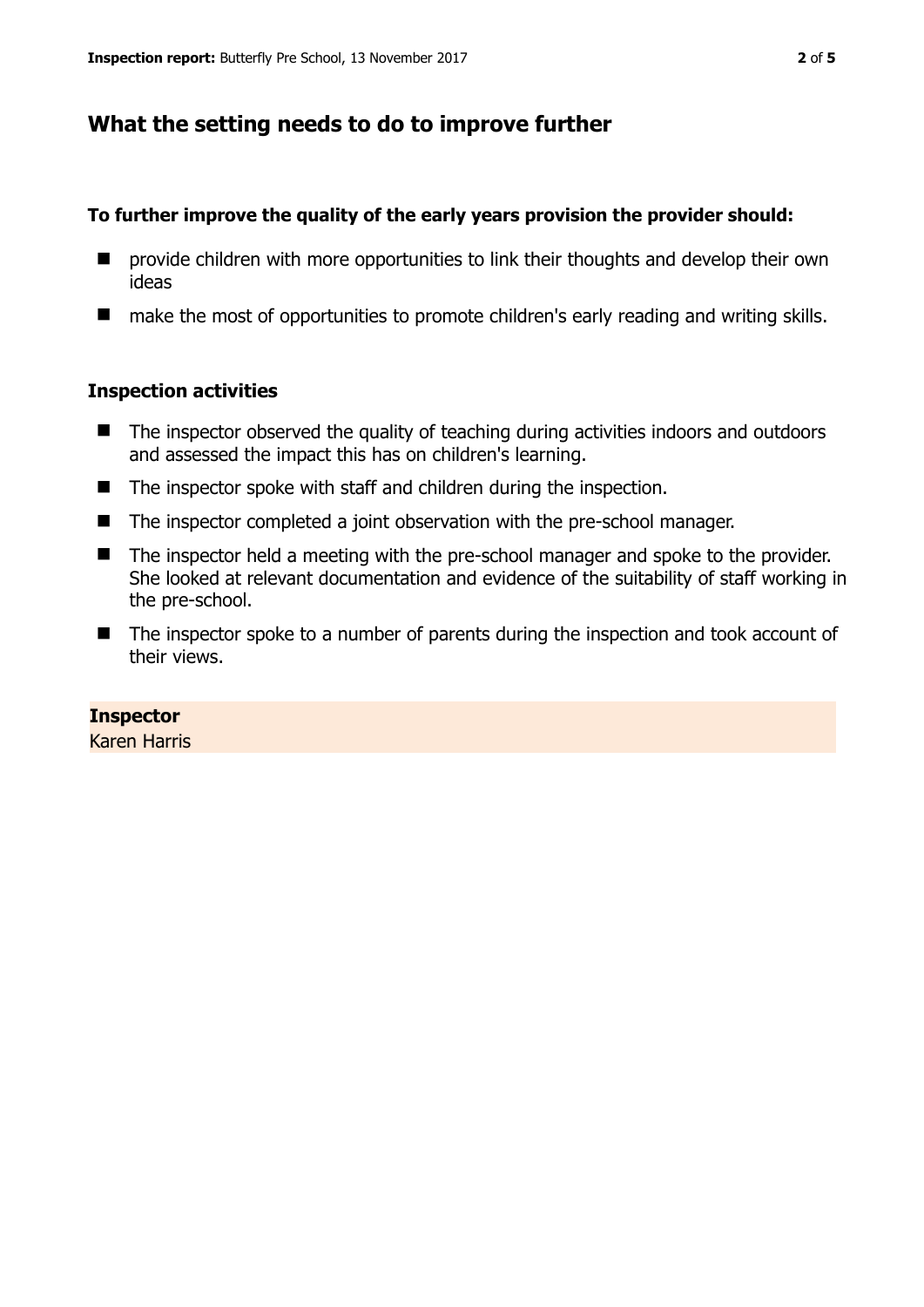## What the setting needs to do to improve further

**To further improve the quality of the early years provision the provider should:**

- provide children with more opportunities to link their thoughts and develop their own ideas
- make the most of opportunities to promote children's early reading and writing skills.

### Inspection activities

- The inspector observed the quality of teaching during activities indoors and outdoors and assessed the impact this has on children's learning.
- The inspector spoke with staff and children during the inspection.
- The inspector completed a joint observation with the pre-school manager.
- The inspector held a meeting with the pre-school manager and spoke to the provider. She looked at relevant documentation and evidence of the suitability of staff working in the pre-school.
- The inspector spoke to a number of parents during the inspection and took account of their views.

**Inspector**
Karen Harris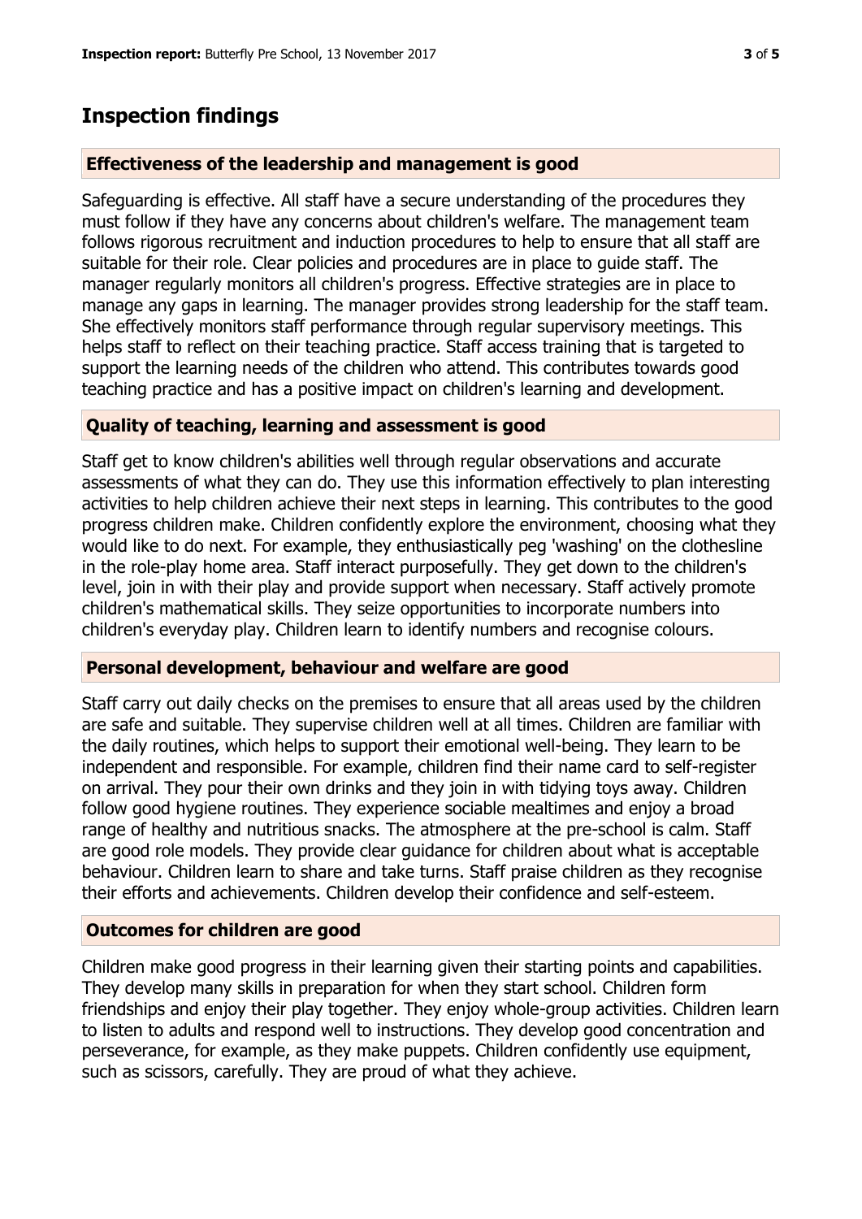## Inspection findings

### Effectiveness of the leadership and management is good

Safeguarding is effective. All staff have a secure understanding of the procedures they must follow if they have any concerns about children's welfare. The management team follows rigorous recruitment and induction procedures to help to ensure that all staff are suitable for their role. Clear policies and procedures are in place to guide staff. The manager regularly monitors all children's progress. Effective strategies are in place to manage any gaps in learning. The manager provides strong leadership for the staff team. She effectively monitors staff performance through regular supervisory meetings. This helps staff to reflect on their teaching practice. Staff access training that is targeted to support the learning needs of the children who attend. This contributes towards good teaching practice and has a positive impact on children's learning and development.

### Quality of teaching, learning and assessment is good

Staff get to know children's abilities well through regular observations and accurate assessments of what they can do. They use this information effectively to plan interesting activities to help children achieve their next steps in learning. This contributes to the good progress children make. Children confidently explore the environment, choosing what they would like to do next. For example, they enthusiastically peg 'washing' on the clothesline in the role-play home area. Staff interact purposefully. They get down to the children's level, join in with their play and provide support when necessary. Staff actively promote children's mathematical skills. They seize opportunities to incorporate numbers into children's everyday play. Children learn to identify numbers and recognise colours.

### Personal development, behaviour and welfare are good

Staff carry out daily checks on the premises to ensure that all areas used by the children are safe and suitable. They supervise children well at all times. Children are familiar with the daily routines, which helps to support their emotional well-being. They learn to be independent and responsible. For example, children find their name card to self-register on arrival. They pour their own drinks and they join in with tidying toys away. Children follow good hygiene routines. They experience sociable mealtimes and enjoy a broad range of healthy and nutritious snacks. The atmosphere at the pre-school is calm. Staff are good role models. They provide clear guidance for children about what is acceptable behaviour. Children learn to share and take turns. Staff praise children as they recognise their efforts and achievements. Children develop their confidence and self-esteem.

### Outcomes for children are good

Children make good progress in their learning given their starting points and capabilities. They develop many skills in preparation for when they start school. Children form friendships and enjoy their play together. They enjoy whole-group activities. Children learn to listen to adults and respond well to instructions. They develop good concentration and perseverance, for example, as they make puppets. Children confidently use equipment, such as scissors, carefully. They are proud of what they achieve.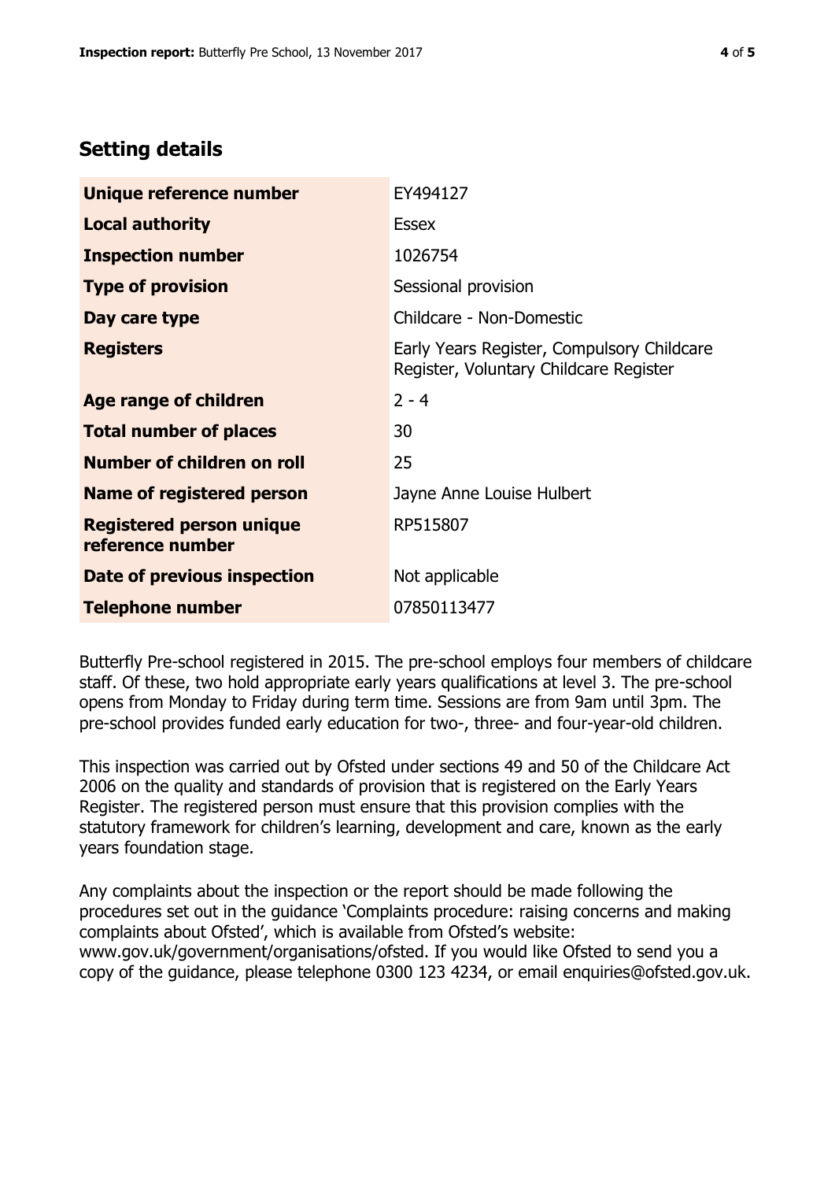## Setting details

| | |
|---|---|
| **Unique reference number** | EY494127 |
| **Local authority** | Essex |
| **Inspection number** | 1026754 |
| **Type of provision** | Sessional provision |
| **Day care type** | Childcare - Non-Domestic |
| **Registers** | Early Years Register, Compulsory Childcare Register, Voluntary Childcare Register |
| **Age range of children** | 2 - 4 |
| **Total number of places** | 30 |
| **Number of children on roll** | 25 |
| **Name of registered person** | Jayne Anne Louise Hulbert |
| **Registered person unique reference number** | RP515807 |
| **Date of previous inspection** | Not applicable |
| **Telephone number** | 07850113477 |

Butterfly Pre-school registered in 2015. The pre-school employs four members of childcare staff. Of these, two hold appropriate early years qualifications at level 3. The pre-school opens from Monday to Friday during term time. Sessions are from 9am until 3pm. The pre-school provides funded early education for two-, three- and four-year-old children.

This inspection was carried out by Ofsted under sections 49 and 50 of the Childcare Act 2006 on the quality and standards of provision that is registered on the Early Years Register. The registered person must ensure that this provision complies with the statutory framework for children's learning, development and care, known as the early years foundation stage.

Any complaints about the inspection or the report should be made following the procedures set out in the guidance 'Complaints procedure: raising concerns and making complaints about Ofsted', which is available from Ofsted's website: www.gov.uk/government/organisations/ofsted. If you would like Ofsted to send you a copy of the guidance, please telephone 0300 123 4234, or email enquiries@ofsted.gov.uk.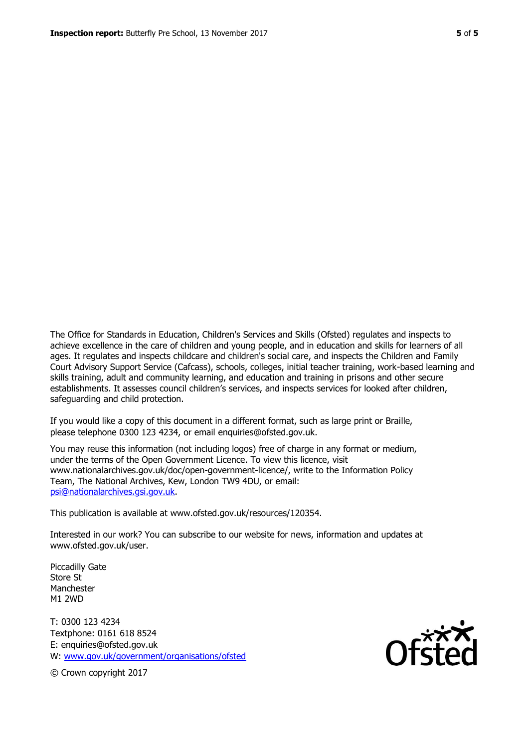The Office for Standards in Education, Children's Services and Skills (Ofsted) regulates and inspects to achieve excellence in the care of children and young people, and in education and skills for learners of all ages. It regulates and inspects childcare and children's social care, and inspects the Children and Family Court Advisory Support Service (Cafcass), schools, colleges, initial teacher training, work-based learning and skills training, adult and community learning, and education and training in prisons and other secure establishments. It assesses council children's services, and inspects services for looked after children, safeguarding and child protection.

If you would like a copy of this document in a different format, such as large print or Braille, please telephone 0300 123 4234, or email enquiries@ofsted.gov.uk.

You may reuse this information (not including logos) free of charge in any format or medium, under the terms of the Open Government Licence. To view this licence, visit www.nationalarchives.gov.uk/doc/open-government-licence/, write to the Information Policy Team, The National Archives, Kew, London TW9 4DU, or email: psi@nationalarchives.gsi.gov.uk.

This publication is available at www.ofsted.gov.uk/resources/120354.

Interested in our work? You can subscribe to our website for news, information and updates at www.ofsted.gov.uk/user.

Piccadilly Gate
Store St
Manchester
M1 2WD

T: 0300 123 4234
Textphone: 0161 618 8524
E: enquiries@ofsted.gov.uk
W: www.gov.uk/government/organisations/ofsted

© Crown copyright 2017